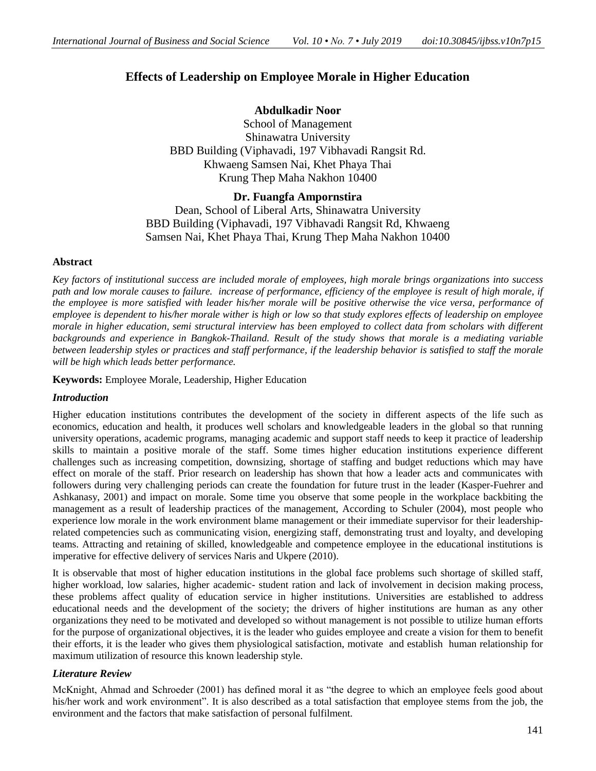# Effects of Leadership on Employee Morale in Higher Education

**Abdulkadir Noor**
School of Management
Shinawatra University
BBD Building (Viphavadi, 197 Vibhavadi Rangsit Rd.
Khwaeng Samsen Nai, Khet Phaya Thai
Krung Thep Maha Nakhon 10400

**Dr. Fuangfa Ampornstira**
Dean, School of Liberal Arts, Shinawatra University
BBD Building (Viphavadi, 197 Vibhavadi Rangsit Rd, Khwaeng
Samsen Nai, Khet Phaya Thai, Krung Thep Maha Nakhon 10400

### Abstract

*Key factors of institutional success are included morale of employees, high morale brings organizations into success path and low morale causes to failure. increase of performance, efficiency of the employee is result of high morale, if the employee is more satisfied with leader his/her morale will be positive otherwise the vice versa, performance of employee is dependent to his/her morale wither is high or low so that study explores effects of leadership on employee morale in higher education, semi structural interview has been employed to collect data from scholars with different backgrounds and experience in Bangkok-Thailand. Result of the study shows that morale is a mediating variable between leadership styles or practices and staff performance, if the leadership behavior is satisfied to staff the morale will be high which leads better performance.*

**Keywords:** Employee Morale, Leadership, Higher Education

### *Introduction*

Higher education institutions contributes the development of the society in different aspects of the life such as economics, education and health, it produces well scholars and knowledgeable leaders in the global so that running university operations, academic programs, managing academic and support staff needs to keep it practice of leadership skills to maintain a positive morale of the staff. Some times higher education institutions experience different challenges such as increasing competition, downsizing, shortage of staffing and budget reductions which may have effect on morale of the staff. Prior research on leadership has shown that how a leader acts and communicates with followers during very challenging periods can create the foundation for future trust in the leader (Kasper-Fuehrer and Ashkanasy, 2001) and impact on morale. Some time you observe that some people in the workplace backbiting the management as a result of leadership practices of the management, According to Schuler (2004), most people who experience low morale in the work environment blame management or their immediate supervisor for their leadership-related competencies such as communicating vision, energizing staff, demonstrating trust and loyalty, and developing teams. Attracting and retaining of skilled, knowledgeable and competence employee in the educational institutions is imperative for effective delivery of services Naris and Ukpere (2010).

It is observable that most of higher education institutions in the global face problems such shortage of skilled staff, higher workload, low salaries, higher academic- student ration and lack of involvement in decision making process, these problems affect quality of education service in higher institutions. Universities are established to address educational needs and the development of the society; the drivers of higher institutions are human as any other organizations they need to be motivated and developed so without management is not possible to utilize human efforts for the purpose of organizational objectives, it is the leader who guides employee and create a vision for them to benefit their efforts, it is the leader who gives them physiological satisfaction, motivate and establish human relationship for maximum utilization of resource this known leadership style.

### *Literature Review*

McKnight, Ahmad and Schroeder (2001) has defined moral it as "the degree to which an employee feels good about his/her work and work environment". It is also described as a total satisfaction that employee stems from the job, the environment and the factors that make satisfaction of personal fulfilment.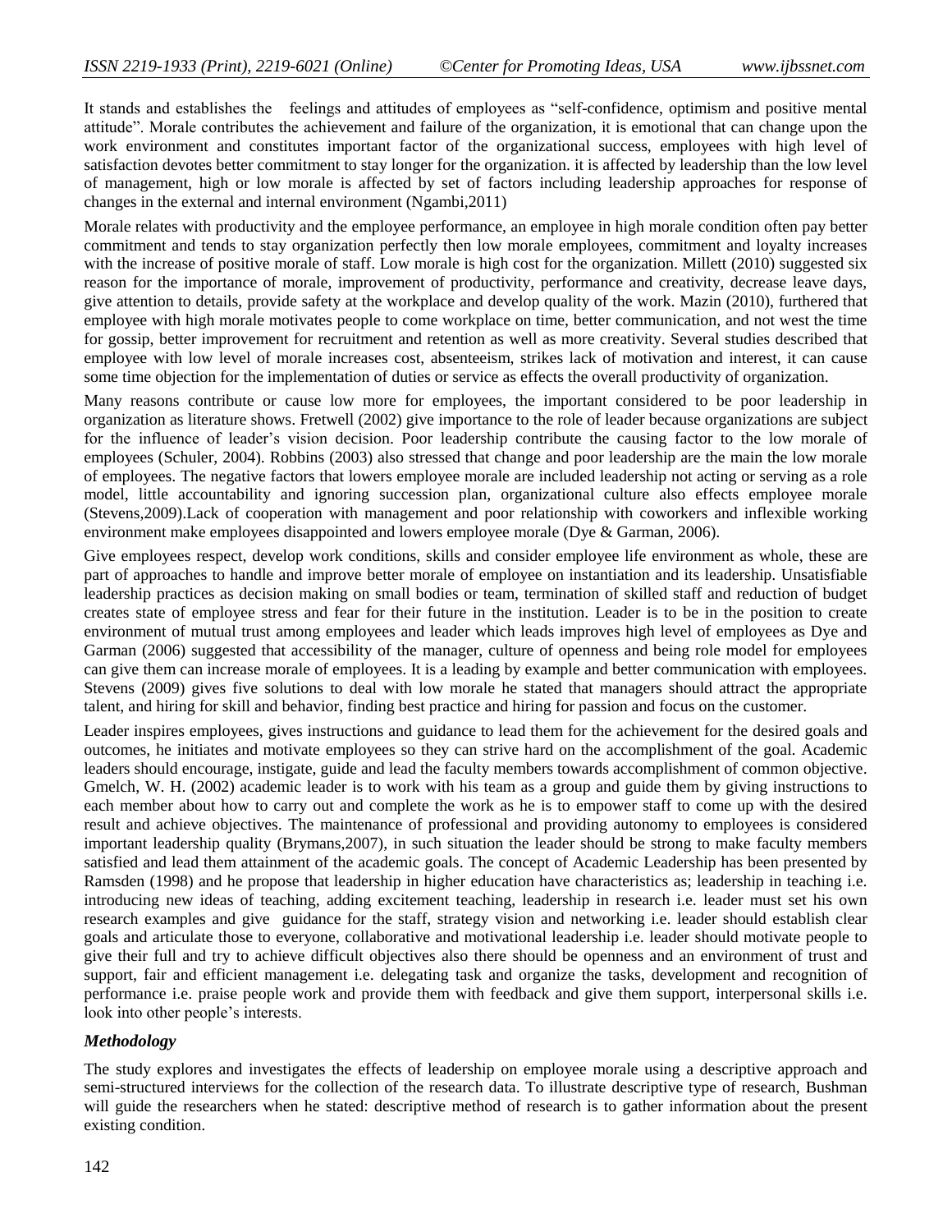It stands and establishes the feelings and attitudes of employees as "self-confidence, optimism and positive mental attitude". Morale contributes the achievement and failure of the organization, it is emotional that can change upon the work environment and constitutes important factor of the organizational success, employees with high level of satisfaction devotes better commitment to stay longer for the organization. it is affected by leadership than the low level of management, high or low morale is affected by set of factors including leadership approaches for response of changes in the external and internal environment (Ngambi,2011)

Morale relates with productivity and the employee performance, an employee in high morale condition often pay better commitment and tends to stay organization perfectly then low morale employees, commitment and loyalty increases with the increase of positive morale of staff. Low morale is high cost for the organization. Millett (2010) suggested six reason for the importance of morale, improvement of productivity, performance and creativity, decrease leave days, give attention to details, provide safety at the workplace and develop quality of the work. Mazin (2010), furthered that employee with high morale motivates people to come workplace on time, better communication, and not west the time for gossip, better improvement for recruitment and retention as well as more creativity. Several studies described that employee with low level of morale increases cost, absenteeism, strikes lack of motivation and interest, it can cause some time objection for the implementation of duties or service as effects the overall productivity of organization.

Many reasons contribute or cause low more for employees, the important considered to be poor leadership in organization as literature shows. Fretwell (2002) give importance to the role of leader because organizations are subject for the influence of leader's vision decision. Poor leadership contribute the causing factor to the low morale of employees (Schuler, 2004). Robbins (2003) also stressed that change and poor leadership are the main the low morale of employees. The negative factors that lowers employee morale are included leadership not acting or serving as a role model, little accountability and ignoring succession plan, organizational culture also effects employee morale (Stevens,2009).Lack of cooperation with management and poor relationship with coworkers and inflexible working environment make employees disappointed and lowers employee morale (Dye & Garman, 2006).

Give employees respect, develop work conditions, skills and consider employee life environment as whole, these are part of approaches to handle and improve better morale of employee on instantiation and its leadership. Unsatisfiable leadership practices as decision making on small bodies or team, termination of skilled staff and reduction of budget creates state of employee stress and fear for their future in the institution. Leader is to be in the position to create environment of mutual trust among employees and leader which leads improves high level of employees as Dye and Garman (2006) suggested that accessibility of the manager, culture of openness and being role model for employees can give them can increase morale of employees. It is a leading by example and better communication with employees. Stevens (2009) gives five solutions to deal with low morale he stated that managers should attract the appropriate talent, and hiring for skill and behavior, finding best practice and hiring for passion and focus on the customer.

Leader inspires employees, gives instructions and guidance to lead them for the achievement for the desired goals and outcomes, he initiates and motivate employees so they can strive hard on the accomplishment of the goal. Academic leaders should encourage, instigate, guide and lead the faculty members towards accomplishment of common objective. Gmelch, W. H. (2002) academic leader is to work with his team as a group and guide them by giving instructions to each member about how to carry out and complete the work as he is to empower staff to come up with the desired result and achieve objectives. The maintenance of professional and providing autonomy to employees is considered important leadership quality (Brymans,2007), in such situation the leader should be strong to make faculty members satisfied and lead them attainment of the academic goals. The concept of Academic Leadership has been presented by Ramsden (1998) and he propose that leadership in higher education have characteristics as; leadership in teaching i.e. introducing new ideas of teaching, adding excitement teaching, leadership in research i.e. leader must set his own research examples and give guidance for the staff, strategy vision and networking i.e. leader should establish clear goals and articulate those to everyone, collaborative and motivational leadership i.e. leader should motivate people to give their full and try to achieve difficult objectives also there should be openness and an environment of trust and support, fair and efficient management i.e. delegating task and organize the tasks, development and recognition of performance i.e. praise people work and provide them with feedback and give them support, interpersonal skills i.e. look into other people's interests.

### *Methodology*

The study explores and investigates the effects of leadership on employee morale using a descriptive approach and semi-structured interviews for the collection of the research data. To illustrate descriptive type of research, Bushman will guide the researchers when he stated: descriptive method of research is to gather information about the present existing condition.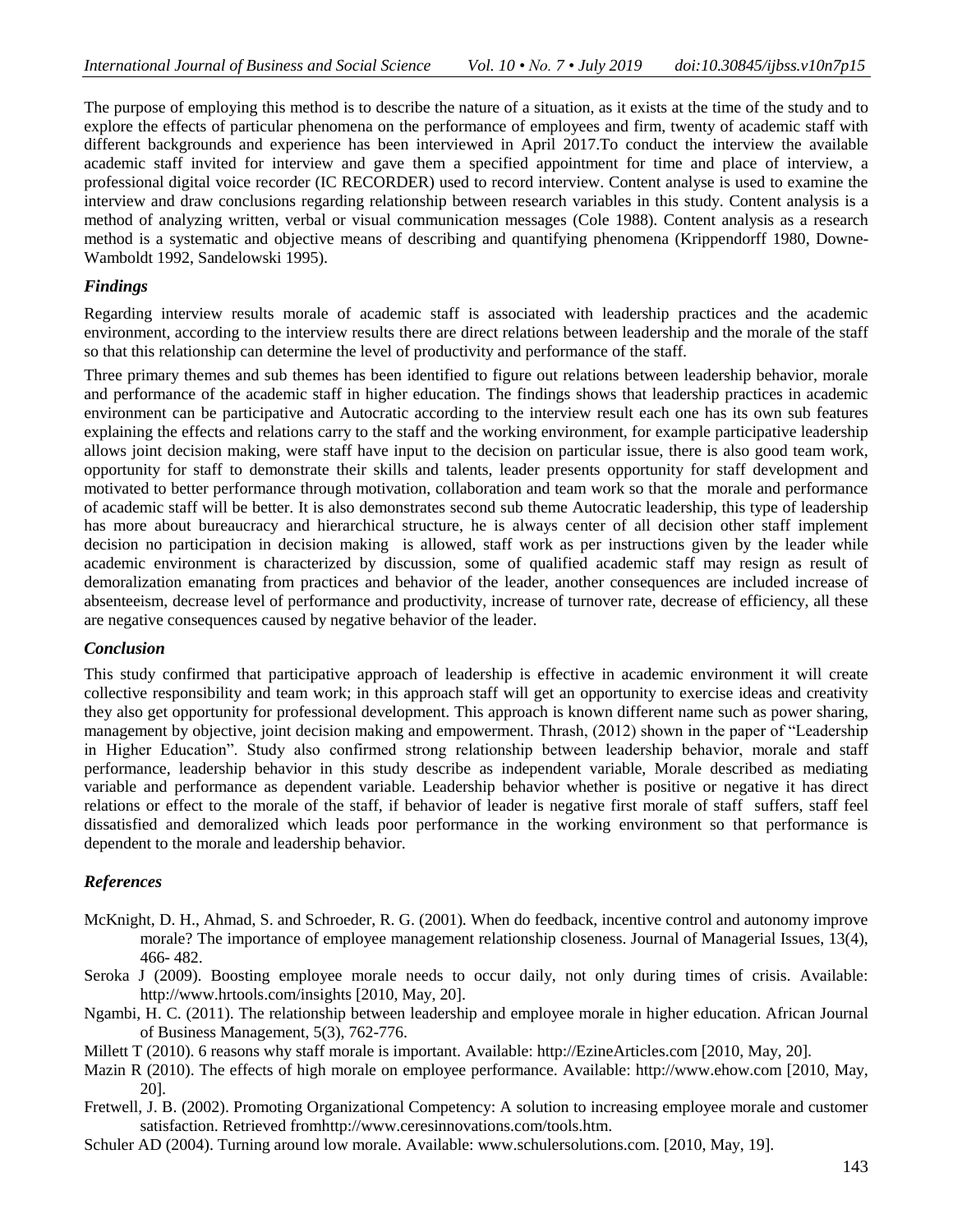The purpose of employing this method is to describe the nature of a situation, as it exists at the time of the study and to explore the effects of particular phenomena on the performance of employees and firm, twenty of academic staff with different backgrounds and experience has been interviewed in April 2017.To conduct the interview the available academic staff invited for interview and gave them a specified appointment for time and place of interview, a professional digital voice recorder (IC RECORDER) used to record interview. Content analyse is used to examine the interview and draw conclusions regarding relationship between research variables in this study. Content analysis is a method of analyzing written, verbal or visual communication messages (Cole 1988). Content analysis as a research method is a systematic and objective means of describing and quantifying phenomena (Krippendorff 1980, Downe-Wamboldt 1992, Sandelowski 1995).

### *Findings*

Regarding interview results morale of academic staff is associated with leadership practices and the academic environment, according to the interview results there are direct relations between leadership and the morale of the staff so that this relationship can determine the level of productivity and performance of the staff.

Three primary themes and sub themes has been identified to figure out relations between leadership behavior, morale and performance of the academic staff in higher education. The findings shows that leadership practices in academic environment can be participative and Autocratic according to the interview result each one has its own sub features explaining the effects and relations carry to the staff and the working environment, for example participative leadership allows joint decision making, were staff have input to the decision on particular issue, there is also good team work, opportunity for staff to demonstrate their skills and talents, leader presents opportunity for staff development and motivated to better performance through motivation, collaboration and team work so that the morale and performance of academic staff will be better. It is also demonstrates second sub theme Autocratic leadership, this type of leadership has more about bureaucracy and hierarchical structure, he is always center of all decision other staff implement decision no participation in decision making is allowed, staff work as per instructions given by the leader while academic environment is characterized by discussion, some of qualified academic staff may resign as result of demoralization emanating from practices and behavior of the leader, another consequences are included increase of absenteeism, decrease level of performance and productivity, increase of turnover rate, decrease of efficiency, all these are negative consequences caused by negative behavior of the leader.

### *Conclusion*

This study confirmed that participative approach of leadership is effective in academic environment it will create collective responsibility and team work; in this approach staff will get an opportunity to exercise ideas and creativity they also get opportunity for professional development. This approach is known different name such as power sharing, management by objective, joint decision making and empowerment. Thrash, (2012) shown in the paper of "Leadership in Higher Education". Study also confirmed strong relationship between leadership behavior, morale and staff performance, leadership behavior in this study describe as independent variable, Morale described as mediating variable and performance as dependent variable. Leadership behavior whether is positive or negative it has direct relations or effect to the morale of the staff, if behavior of leader is negative first morale of staff suffers, staff feel dissatisfied and demoralized which leads poor performance in the working environment so that performance is dependent to the morale and leadership behavior.

### *References*

McKnight, D. H., Ahmad, S. and Schroeder, R. G. (2001). When do feedback, incentive control and autonomy improve morale? The importance of employee management relationship closeness. Journal of Managerial Issues, 13(4), 466- 482.

Seroka J (2009). Boosting employee morale needs to occur daily, not only during times of crisis. Available: http://www.hrtools.com/insights [2010, May, 20].

Ngambi, H. C. (2011). The relationship between leadership and employee morale in higher education. African Journal of Business Management, 5(3), 762-776.

Millett T (2010). 6 reasons why staff morale is important. Available: http://EzineArticles.com [2010, May, 20].

Mazin R (2010). The effects of high morale on employee performance. Available: http://www.ehow.com [2010, May, 20].

Fretwell, J. B. (2002). Promoting Organizational Competency: A solution to increasing employee morale and customer satisfaction. Retrieved fromhttp://www.ceresinnovations.com/tools.htm.

Schuler AD (2004). Turning around low morale. Available: www.schulersolutions.com. [2010, May, 19].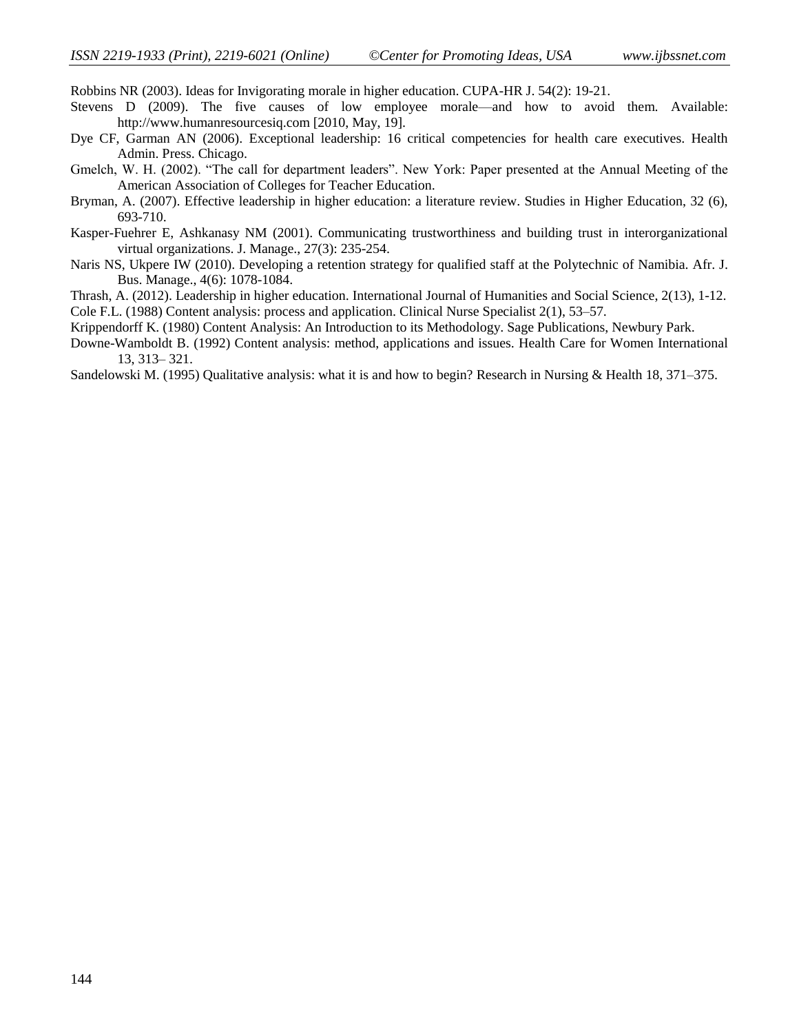Robbins NR (2003). Ideas for Invigorating morale in higher education. CUPA-HR J. 54(2): 19-21.

Stevens D (2009). The five causes of low employee morale—and how to avoid them. Available: http://www.humanresourcesiq.com [2010, May, 19].

Dye CF, Garman AN (2006). Exceptional leadership: 16 critical competencies for health care executives. Health Admin. Press. Chicago.

Gmelch, W. H. (2002). "The call for department leaders". New York: Paper presented at the Annual Meeting of the American Association of Colleges for Teacher Education.

Bryman, A. (2007). Effective leadership in higher education: a literature review. Studies in Higher Education, 32 (6), 693-710.

Kasper-Fuehrer E, Ashkanasy NM (2001). Communicating trustworthiness and building trust in interorganizational virtual organizations. J. Manage., 27(3): 235-254.

Naris NS, Ukpere IW (2010). Developing a retention strategy for qualified staff at the Polytechnic of Namibia. Afr. J. Bus. Manage., 4(6): 1078-1084.

Thrash, A. (2012). Leadership in higher education. International Journal of Humanities and Social Science, 2(13), 1-12.

Cole F.L. (1988) Content analysis: process and application. Clinical Nurse Specialist 2(1), 53–57.

Krippendorff K. (1980) Content Analysis: An Introduction to its Methodology. Sage Publications, Newbury Park.

Downe-Wamboldt B. (1992) Content analysis: method, applications and issues. Health Care for Women International 13, 313– 321.

Sandelowski M. (1995) Qualitative analysis: what it is and how to begin? Research in Nursing & Health 18, 371–375.